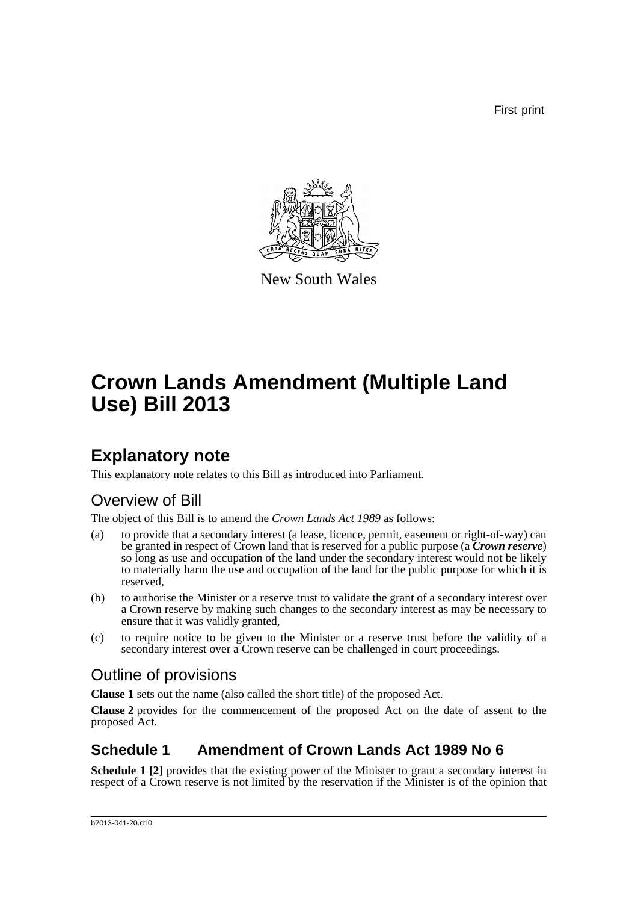First print

New South Wales

# Crown Lands Amendment (Multiple Land Use) Bill 2013

## Explanatory note

This explanatory note relates to this Bill as introduced into Parliament.

### Overview of Bill

The object of this Bill is to amend the *Crown Lands Act 1989* as follows:

(a) to provide that a secondary interest (a lease, licence, permit, easement or right-of-way) can be granted in respect of Crown land that is reserved for a public purpose (a ***Crown reserve***) so long as use and occupation of the land under the secondary interest would not be likely to materially harm the use and occupation of the land for the public purpose for which it is reserved,

(b) to authorise the Minister or a reserve trust to validate the grant of a secondary interest over a Crown reserve by making such changes to the secondary interest as may be necessary to ensure that it was validly granted,

(c) to require notice to be given to the Minister or a reserve trust before the validity of a secondary interest over a Crown reserve can be challenged in court proceedings.

### Outline of provisions

**Clause 1** sets out the name (also called the short title) of the proposed Act.

**Clause 2** provides for the commencement of the proposed Act on the date of assent to the proposed Act.

### Schedule 1 Amendment of Crown Lands Act 1989 No 6

**Schedule 1 [2]** provides that the existing power of the Minister to grant a secondary interest in respect of a Crown reserve is not limited by the reservation if the Minister is of the opinion that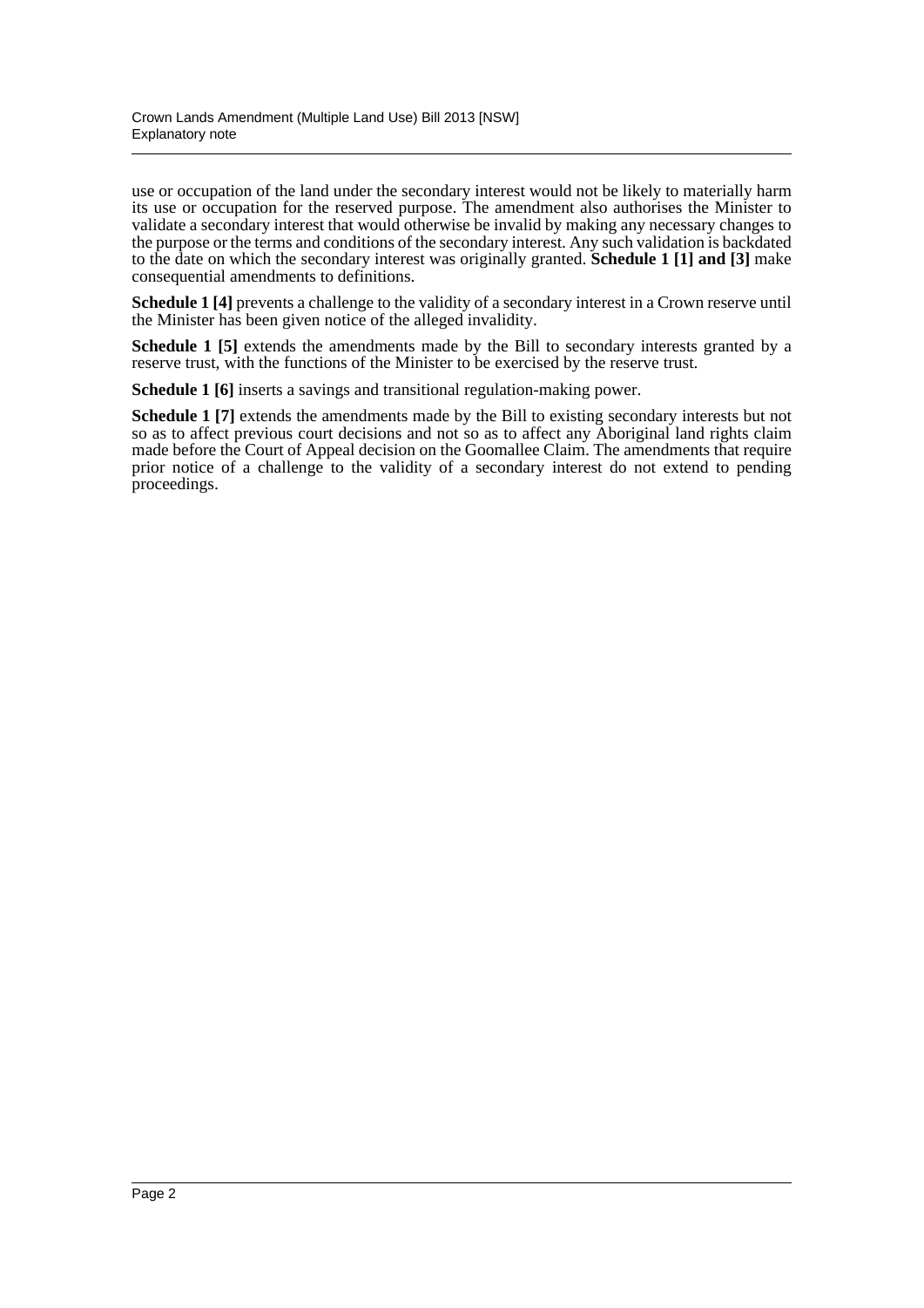use or occupation of the land under the secondary interest would not be likely to materially harm its use or occupation for the reserved purpose. The amendment also authorises the Minister to validate a secondary interest that would otherwise be invalid by making any necessary changes to the purpose or the terms and conditions of the secondary interest. Any such validation is backdated to the date on which the secondary interest was originally granted. **Schedule 1 [1] and [3]** make consequential amendments to definitions.

**Schedule 1 [4]** prevents a challenge to the validity of a secondary interest in a Crown reserve until the Minister has been given notice of the alleged invalidity.

**Schedule 1 [5]** extends the amendments made by the Bill to secondary interests granted by a reserve trust, with the functions of the Minister to be exercised by the reserve trust.

**Schedule 1 [6]** inserts a savings and transitional regulation-making power.

**Schedule 1 [7]** extends the amendments made by the Bill to existing secondary interests but not so as to affect previous court decisions and not so as to affect any Aboriginal land rights claim made before the Court of Appeal decision on the Goomallee Claim. The amendments that require prior notice of a challenge to the validity of a secondary interest do not extend to pending proceedings.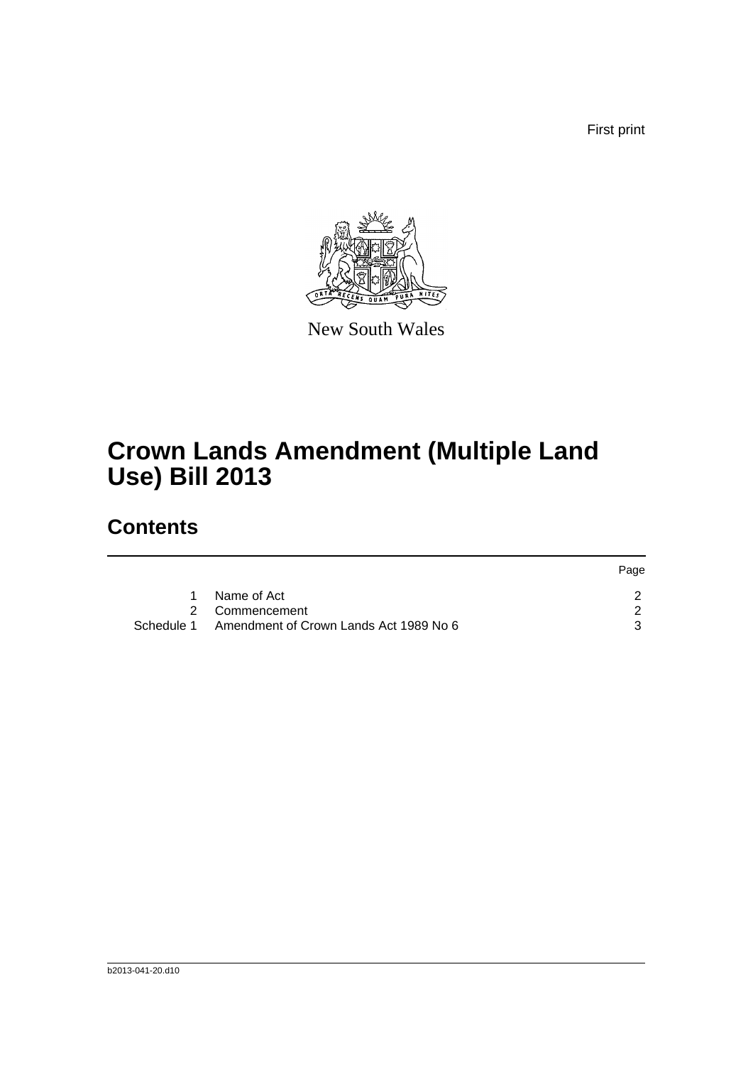First print

New South Wales

# Crown Lands Amendment (Multiple Land Use) Bill 2013

## Contents

| | | Page |
|---|---|---|
| 1 | Name of Act | 2 |
| 2 | Commencement | 2 |
| Schedule 1 | Amendment of Crown Lands Act 1989 No 6 | 3 |

b2013-041-20.d10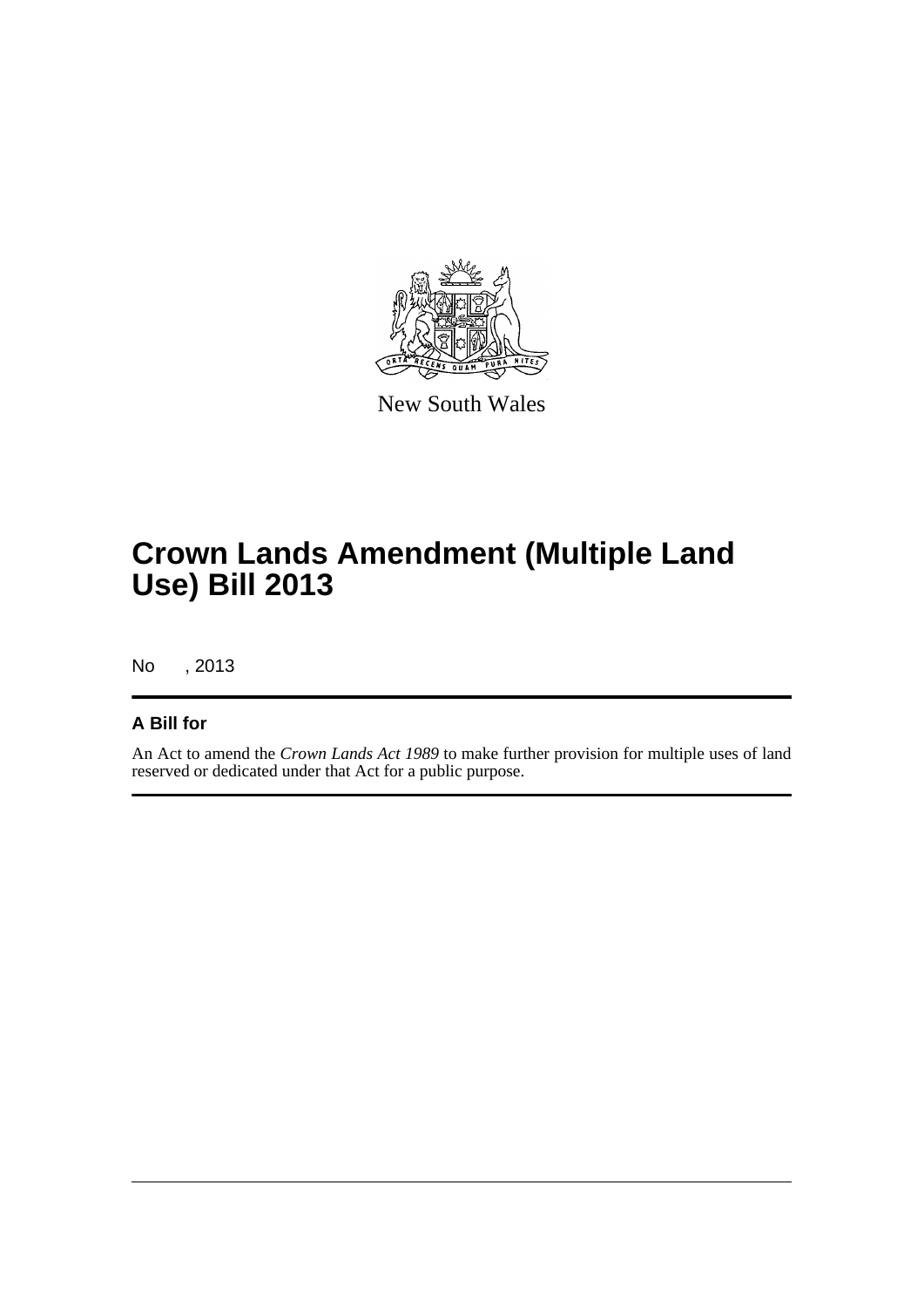New South Wales

# Crown Lands Amendment (Multiple Land Use) Bill 2013

No , 2013

## A Bill for

An Act to amend the *Crown Lands Act 1989* to make further provision for multiple uses of land reserved or dedicated under that Act for a public purpose.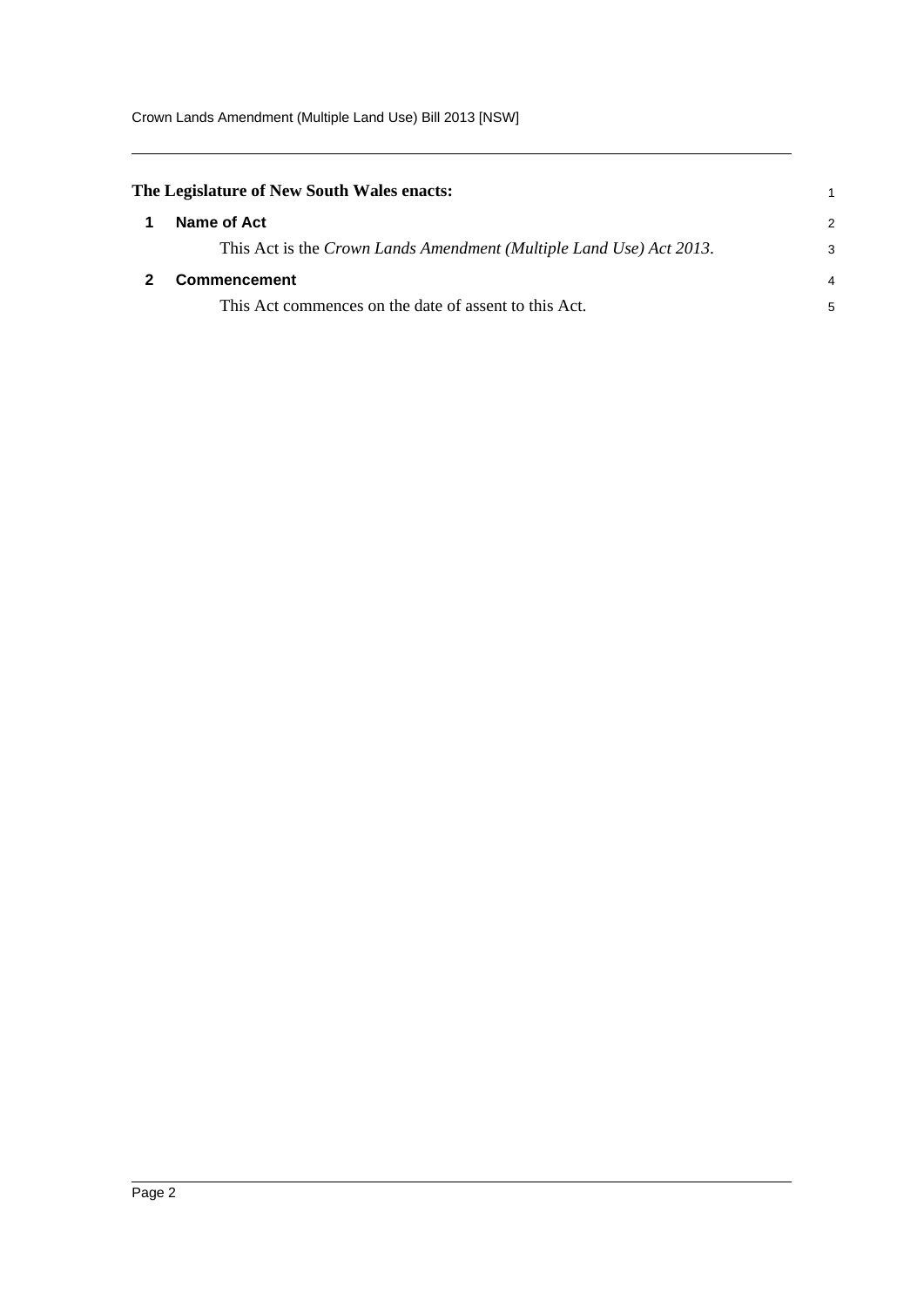**The Legislature of New South Wales enacts:**

## 1 Name of Act

This Act is the *Crown Lands Amendment (Multiple Land Use) Act 2013*.

## 2 Commencement

This Act commences on the date of assent to this Act.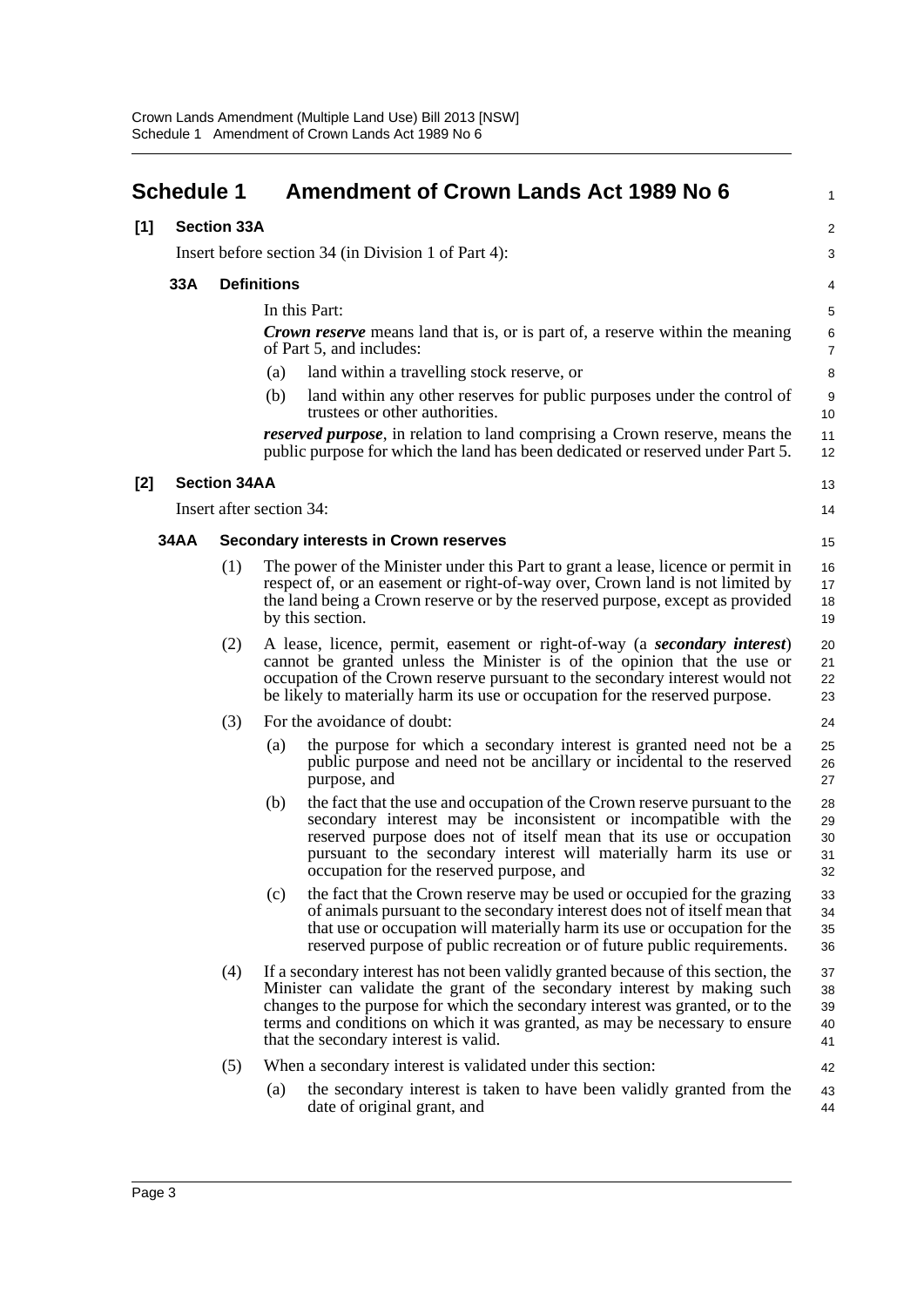## Schedule 1 Amendment of Crown Lands Act 1989 No 6

**[1] Section 33A**

Insert before section 34 (in Division 1 of Part 4):

**33A Definitions**

In this Part:

***Crown reserve*** means land that is, or is part of, a reserve within the meaning of Part 5, and includes:

(a) land within a travelling stock reserve, or

(b) land within any other reserves for public purposes under the control of trustees or other authorities.

***reserved purpose***, in relation to land comprising a Crown reserve, means the public purpose for which the land has been dedicated or reserved under Part 5.

**[2] Section 34AA**

Insert after section 34:

**34AA Secondary interests in Crown reserves**

(1) The power of the Minister under this Part to grant a lease, licence or permit in respect of, or an easement or right-of-way over, Crown land is not limited by the land being a Crown reserve or by the reserved purpose, except as provided by this section.

(2) A lease, licence, permit, easement or right-of-way (a ***secondary interest***) cannot be granted unless the Minister is of the opinion that the use or occupation of the Crown reserve pursuant to the secondary interest would not be likely to materially harm its use or occupation for the reserved purpose.

(3) For the avoidance of doubt:

(a) the purpose for which a secondary interest is granted need not be a public purpose and need not be ancillary or incidental to the reserved purpose, and

(b) the fact that the use and occupation of the Crown reserve pursuant to the secondary interest may be inconsistent or incompatible with the reserved purpose does not of itself mean that its use or occupation pursuant to the secondary interest will materially harm its use or occupation for the reserved purpose, and

(c) the fact that the Crown reserve may be used or occupied for the grazing of animals pursuant to the secondary interest does not of itself mean that that use or occupation will materially harm its use or occupation for the reserved purpose of public recreation or of future public requirements.

(4) If a secondary interest has not been validly granted because of this section, the Minister can validate the grant of the secondary interest by making such changes to the purpose for which the secondary interest was granted, or to the terms and conditions on which it was granted, as may be necessary to ensure that the secondary interest is valid.

(5) When a secondary interest is validated under this section:

(a) the secondary interest is taken to have been validly granted from the date of original grant, and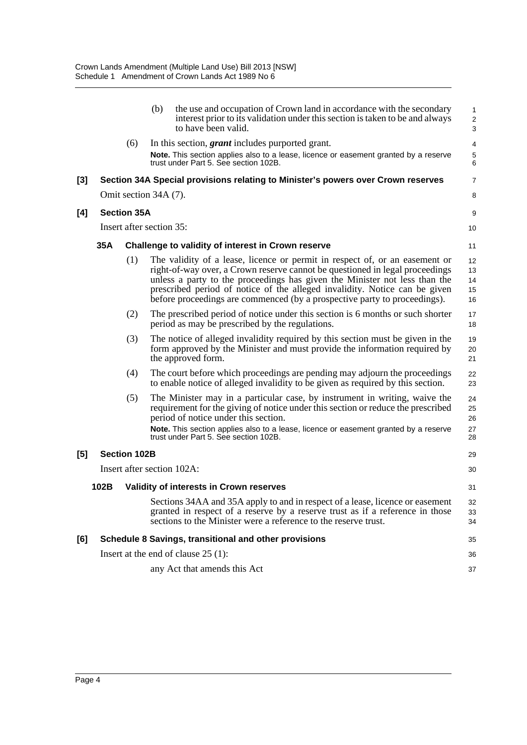(b) the use and occupation of Crown land in accordance with the secondary interest prior to its validation under this section is taken to be and always to have been valid.

(6) In this section, ***grant*** includes purported grant.

**Note.** This section applies also to a lease, licence or easement granted by a reserve trust under Part 5. See section 102B.

**[3] Section 34A Special provisions relating to Minister's powers over Crown reserves**

Omit section 34A (7).

**[4] Section 35A**

Insert after section 35:

**35A Challenge to validity of interest in Crown reserve**

(1) The validity of a lease, licence or permit in respect of, or an easement or right-of-way over, a Crown reserve cannot be questioned in legal proceedings unless a party to the proceedings has given the Minister not less than the prescribed period of notice of the alleged invalidity. Notice can be given before proceedings are commenced (by a prospective party to proceedings).

(2) The prescribed period of notice under this section is 6 months or such shorter period as may be prescribed by the regulations.

(3) The notice of alleged invalidity required by this section must be given in the form approved by the Minister and must provide the information required by the approved form.

(4) The court before which proceedings are pending may adjourn the proceedings to enable notice of alleged invalidity to be given as required by this section.

(5) The Minister may in a particular case, by instrument in writing, waive the requirement for the giving of notice under this section or reduce the prescribed period of notice under this section.

**Note.** This section applies also to a lease, licence or easement granted by a reserve trust under Part 5. See section 102B.

**[5] Section 102B**

Insert after section 102A:

**102B Validity of interests in Crown reserves**

Sections 34AA and 35A apply to and in respect of a lease, licence or easement granted in respect of a reserve by a reserve trust as if a reference in those sections to the Minister were a reference to the reserve trust.

**[6] Schedule 8 Savings, transitional and other provisions**

Insert at the end of clause 25 (1):

any Act that amends this Act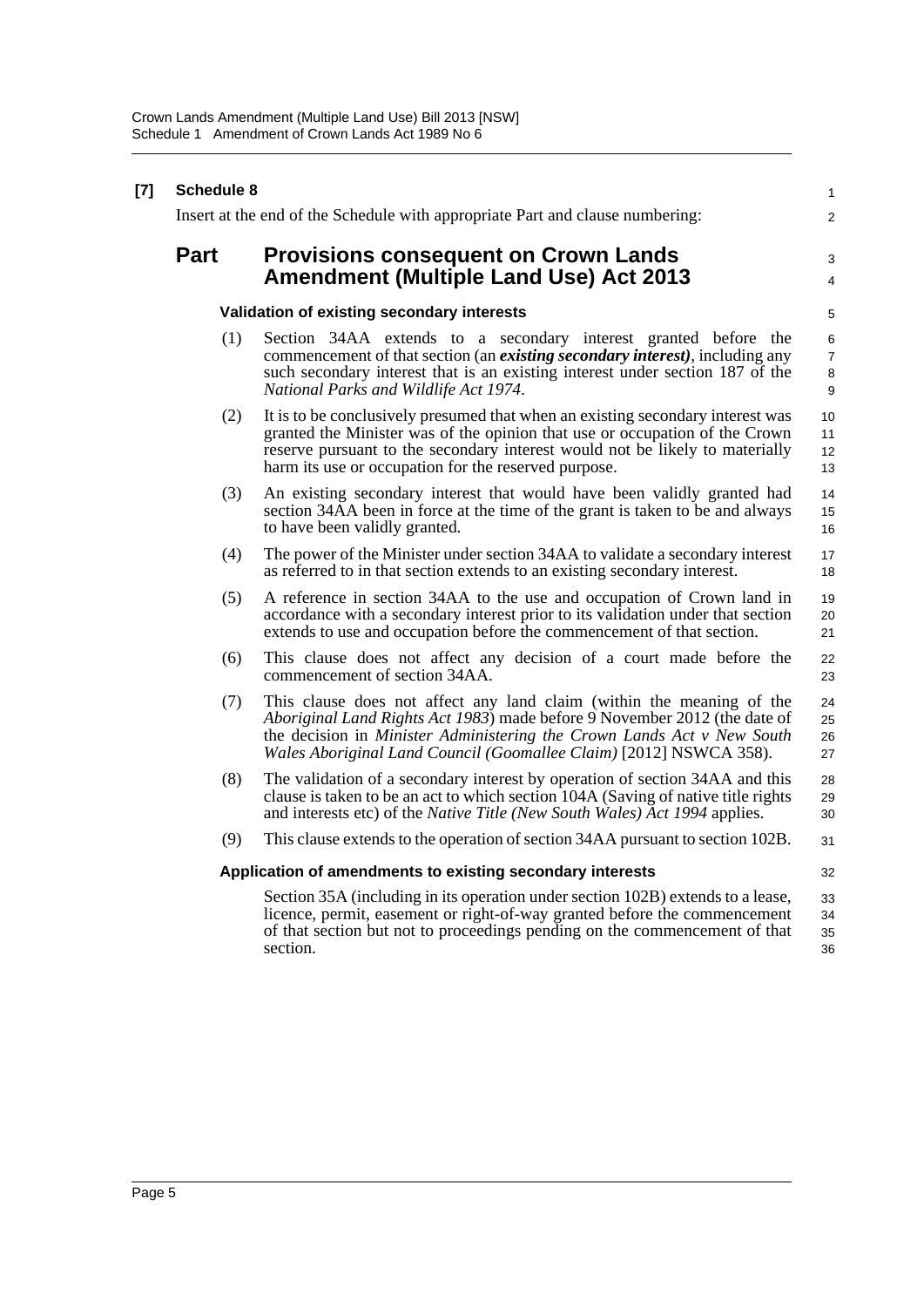**[7] Schedule 8**

Insert at the end of the Schedule with appropriate Part and clause numbering:

## Part Provisions consequent on Crown Lands Amendment (Multiple Land Use) Act 2013

### Validation of existing secondary interests

(1) Section 34AA extends to a secondary interest granted before the commencement of that section (an ***existing secondary interest***), including any such secondary interest that is an existing interest under section 187 of the *National Parks and Wildlife Act 1974*.

(2) It is to be conclusively presumed that when an existing secondary interest was granted the Minister was of the opinion that use or occupation of the Crown reserve pursuant to the secondary interest would not be likely to materially harm its use or occupation for the reserved purpose.

(3) An existing secondary interest that would have been validly granted had section 34AA been in force at the time of the grant is taken to be and always to have been validly granted.

(4) The power of the Minister under section 34AA to validate a secondary interest as referred to in that section extends to an existing secondary interest.

(5) A reference in section 34AA to the use and occupation of Crown land in accordance with a secondary interest prior to its validation under that section extends to use and occupation before the commencement of that section.

(6) This clause does not affect any decision of a court made before the commencement of section 34AA.

(7) This clause does not affect any land claim (within the meaning of the *Aboriginal Land Rights Act 1983*) made before 9 November 2012 (the date of the decision in *Minister Administering the Crown Lands Act v New South Wales Aboriginal Land Council (Goomallee Claim)* [2012] NSWCA 358).

(8) The validation of a secondary interest by operation of section 34AA and this clause is taken to be an act to which section 104A (Saving of native title rights and interests etc) of the *Native Title (New South Wales) Act 1994* applies.

(9) This clause extends to the operation of section 34AA pursuant to section 102B.

### Application of amendments to existing secondary interests

Section 35A (including in its operation under section 102B) extends to a lease, licence, permit, easement or right-of-way granted before the commencement of that section but not to proceedings pending on the commencement of that section.